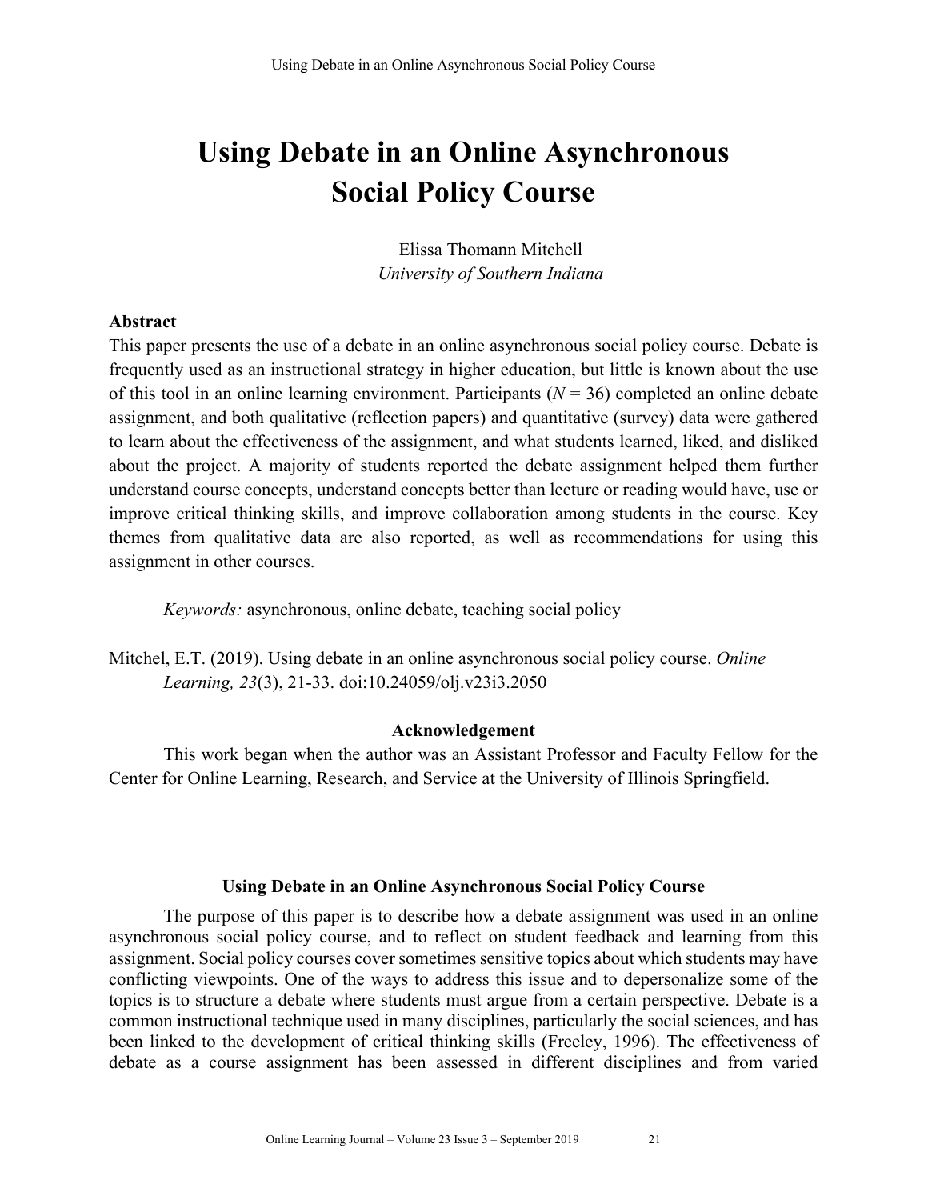# Using Debate in an Online Asynchronous Social Policy Course

Elissa Thomann Mitchell
*University of Southern Indiana*

## Abstract

This paper presents the use of a debate in an online asynchronous social policy course. Debate is frequently used as an instructional strategy in higher education, but little is known about the use of this tool in an online learning environment. Participants ($N$ = 36) completed an online debate assignment, and both qualitative (reflection papers) and quantitative (survey) data were gathered to learn about the effectiveness of the assignment, and what students learned, liked, and disliked about the project. A majority of students reported the debate assignment helped them further understand course concepts, understand concepts better than lecture or reading would have, use or improve critical thinking skills, and improve collaboration among students in the course. Key themes from qualitative data are also reported, as well as recommendations for using this assignment in other courses.

*Keywords:* asynchronous, online debate, teaching social policy

Mitchel, E.T. (2019). Using debate in an online asynchronous social policy course. *Online Learning, 23*(3), 21-33. doi:10.24059/olj.v23i3.2050

### Acknowledgement

This work began when the author was an Assistant Professor and Faculty Fellow for the Center for Online Learning, Research, and Service at the University of Illinois Springfield.

## Using Debate in an Online Asynchronous Social Policy Course

The purpose of this paper is to describe how a debate assignment was used in an online asynchronous social policy course, and to reflect on student feedback and learning from this assignment. Social policy courses cover sometimes sensitive topics about which students may have conflicting viewpoints. One of the ways to address this issue and to depersonalize some of the topics is to structure a debate where students must argue from a certain perspective. Debate is a common instructional technique used in many disciplines, particularly the social sciences, and has been linked to the development of critical thinking skills (Freeley, 1996). The effectiveness of debate as a course assignment has been assessed in different disciplines and from varied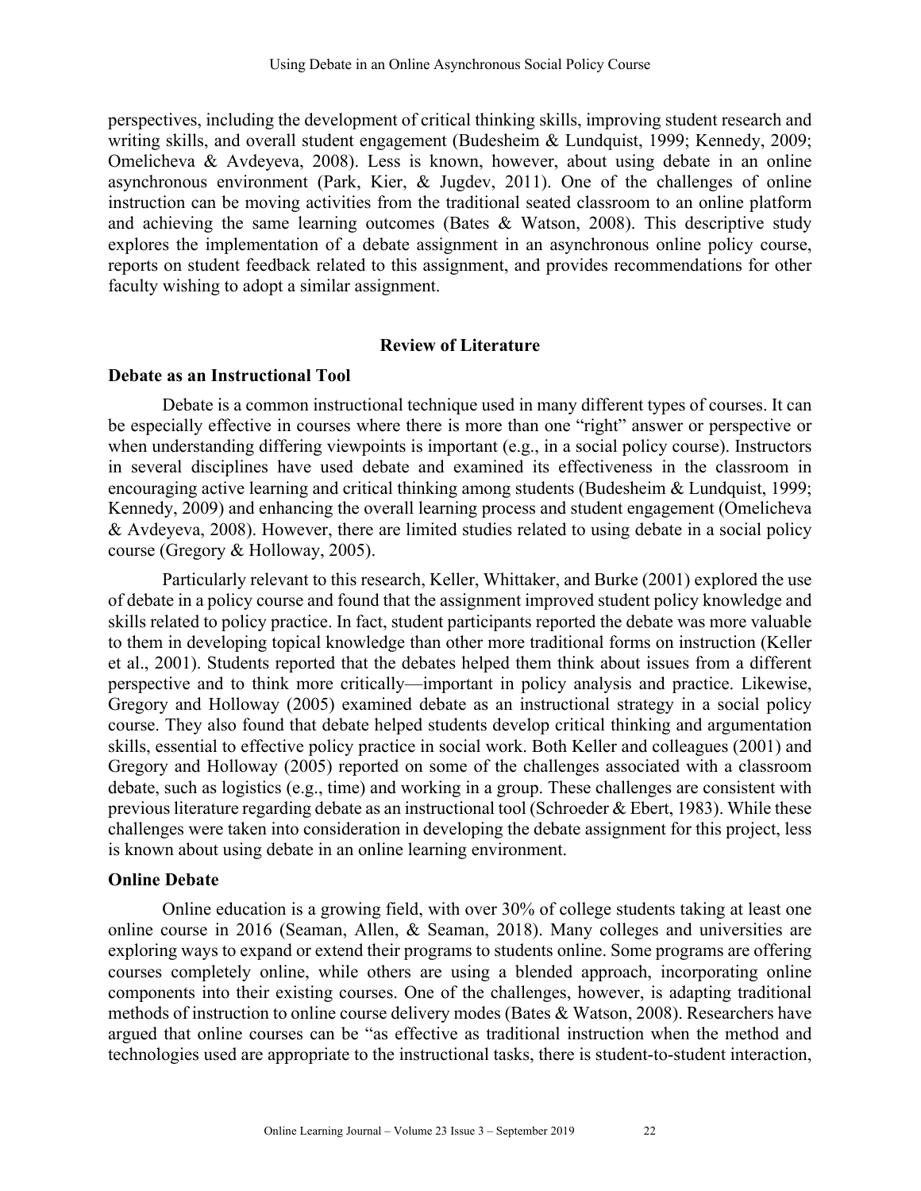perspectives, including the development of critical thinking skills, improving student research and writing skills, and overall student engagement (Budesheim & Lundquist, 1999; Kennedy, 2009; Omelicheva & Avdeyeva, 2008). Less is known, however, about using debate in an online asynchronous environment (Park, Kier, & Jugdev, 2011). One of the challenges of online instruction can be moving activities from the traditional seated classroom to an online platform and achieving the same learning outcomes (Bates & Watson, 2008). This descriptive study explores the implementation of a debate assignment in an asynchronous online policy course, reports on student feedback related to this assignment, and provides recommendations for other faculty wishing to adopt a similar assignment.

## Review of Literature

### Debate as an Instructional Tool

Debate is a common instructional technique used in many different types of courses. It can be especially effective in courses where there is more than one "right" answer or perspective or when understanding differing viewpoints is important (e.g., in a social policy course). Instructors in several disciplines have used debate and examined its effectiveness in the classroom in encouraging active learning and critical thinking among students (Budesheim & Lundquist, 1999; Kennedy, 2009) and enhancing the overall learning process and student engagement (Omelicheva & Avdeyeva, 2008). However, there are limited studies related to using debate in a social policy course (Gregory & Holloway, 2005).

Particularly relevant to this research, Keller, Whittaker, and Burke (2001) explored the use of debate in a policy course and found that the assignment improved student policy knowledge and skills related to policy practice. In fact, student participants reported the debate was more valuable to them in developing topical knowledge than other more traditional forms on instruction (Keller et al., 2001). Students reported that the debates helped them think about issues from a different perspective and to think more critically—important in policy analysis and practice. Likewise, Gregory and Holloway (2005) examined debate as an instructional strategy in a social policy course. They also found that debate helped students develop critical thinking and argumentation skills, essential to effective policy practice in social work. Both Keller and colleagues (2001) and Gregory and Holloway (2005) reported on some of the challenges associated with a classroom debate, such as logistics (e.g., time) and working in a group. These challenges are consistent with previous literature regarding debate as an instructional tool (Schroeder & Ebert, 1983). While these challenges were taken into consideration in developing the debate assignment for this project, less is known about using debate in an online learning environment.

### Online Debate

Online education is a growing field, with over 30% of college students taking at least one online course in 2016 (Seaman, Allen, & Seaman, 2018). Many colleges and universities are exploring ways to expand or extend their programs to students online. Some programs are offering courses completely online, while others are using a blended approach, incorporating online components into their existing courses. One of the challenges, however, is adapting traditional methods of instruction to online course delivery modes (Bates & Watson, 2008). Researchers have argued that online courses can be "as effective as traditional instruction when the method and technologies used are appropriate to the instructional tasks, there is student-to-student interaction,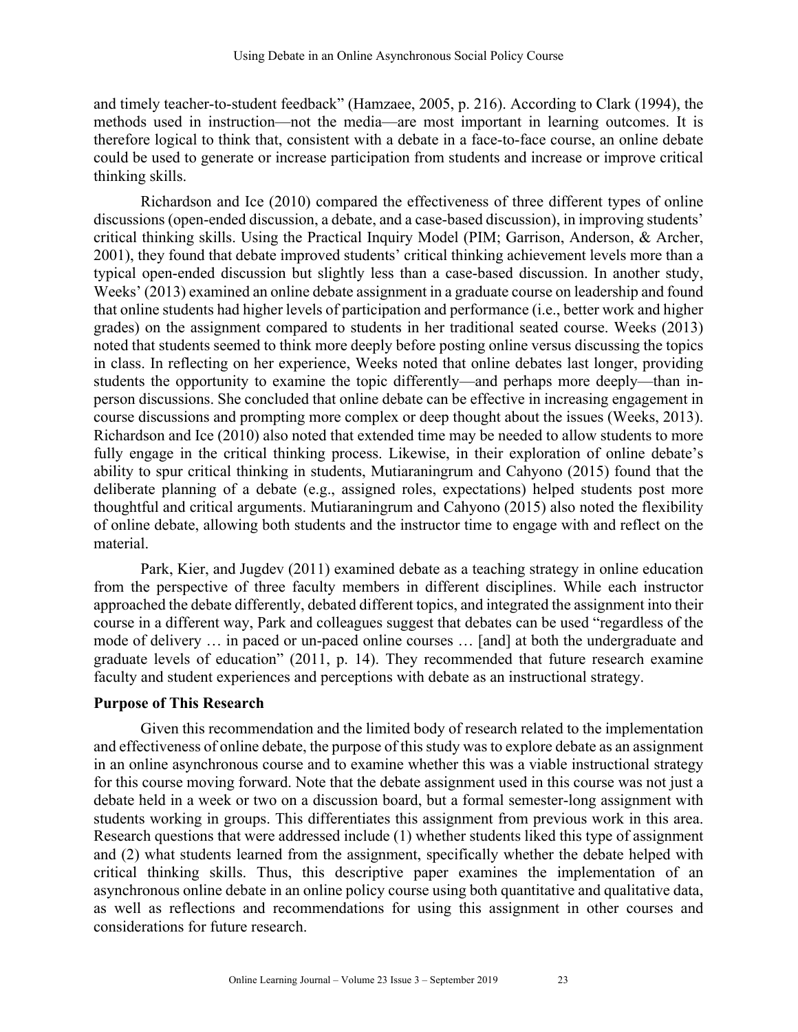and timely teacher-to-student feedback" (Hamzaee, 2005, p. 216). According to Clark (1994), the methods used in instruction—not the media—are most important in learning outcomes. It is therefore logical to think that, consistent with a debate in a face-to-face course, an online debate could be used to generate or increase participation from students and increase or improve critical thinking skills.

Richardson and Ice (2010) compared the effectiveness of three different types of online discussions (open-ended discussion, a debate, and a case-based discussion), in improving students' critical thinking skills. Using the Practical Inquiry Model (PIM; Garrison, Anderson, & Archer, 2001), they found that debate improved students' critical thinking achievement levels more than a typical open-ended discussion but slightly less than a case-based discussion. In another study, Weeks' (2013) examined an online debate assignment in a graduate course on leadership and found that online students had higher levels of participation and performance (i.e., better work and higher grades) on the assignment compared to students in her traditional seated course. Weeks (2013) noted that students seemed to think more deeply before posting online versus discussing the topics in class. In reflecting on her experience, Weeks noted that online debates last longer, providing students the opportunity to examine the topic differently—and perhaps more deeply—than in-person discussions. She concluded that online debate can be effective in increasing engagement in course discussions and prompting more complex or deep thought about the issues (Weeks, 2013). Richardson and Ice (2010) also noted that extended time may be needed to allow students to more fully engage in the critical thinking process. Likewise, in their exploration of online debate's ability to spur critical thinking in students, Mutiaraningrum and Cahyono (2015) found that the deliberate planning of a debate (e.g., assigned roles, expectations) helped students post more thoughtful and critical arguments. Mutiaraningrum and Cahyono (2015) also noted the flexibility of online debate, allowing both students and the instructor time to engage with and reflect on the material.

Park, Kier, and Jugdev (2011) examined debate as a teaching strategy in online education from the perspective of three faculty members in different disciplines. While each instructor approached the debate differently, debated different topics, and integrated the assignment into their course in a different way, Park and colleagues suggest that debates can be used "regardless of the mode of delivery … in paced or un-paced online courses … [and] at both the undergraduate and graduate levels of education" (2011, p. 14). They recommended that future research examine faculty and student experiences and perceptions with debate as an instructional strategy.

## Purpose of This Research

Given this recommendation and the limited body of research related to the implementation and effectiveness of online debate, the purpose of this study was to explore debate as an assignment in an online asynchronous course and to examine whether this was a viable instructional strategy for this course moving forward. Note that the debate assignment used in this course was not just a debate held in a week or two on a discussion board, but a formal semester-long assignment with students working in groups. This differentiates this assignment from previous work in this area. Research questions that were addressed include (1) whether students liked this type of assignment and (2) what students learned from the assignment, specifically whether the debate helped with critical thinking skills. Thus, this descriptive paper examines the implementation of an asynchronous online debate in an online policy course using both quantitative and qualitative data, as well as reflections and recommendations for using this assignment in other courses and considerations for future research.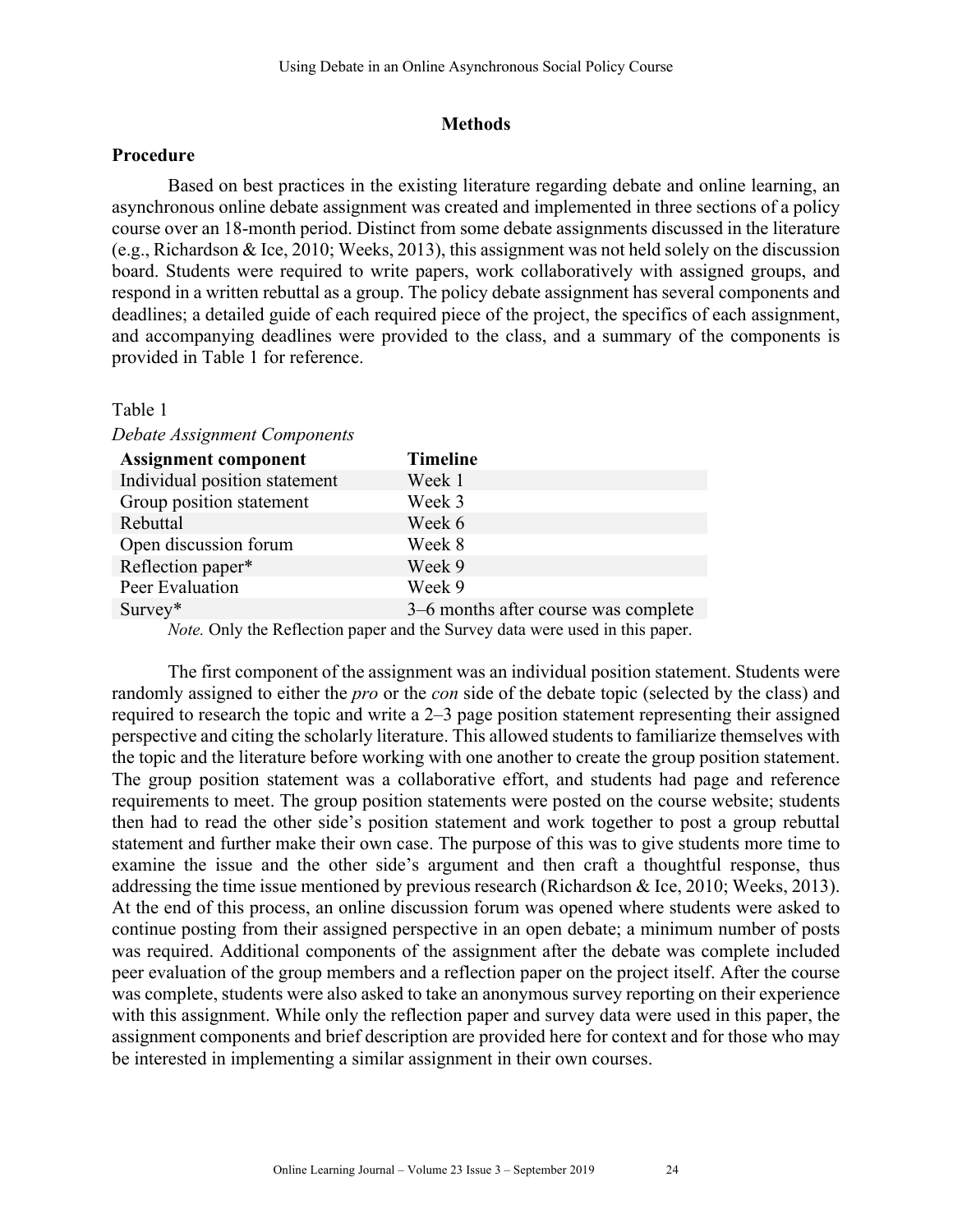## Methods

### Procedure

Based on best practices in the existing literature regarding debate and online learning, an asynchronous online debate assignment was created and implemented in three sections of a policy course over an 18-month period. Distinct from some debate assignments discussed in the literature (e.g., Richardson & Ice, 2010; Weeks, 2013), this assignment was not held solely on the discussion board. Students were required to write papers, work collaboratively with assigned groups, and respond in a written rebuttal as a group. The policy debate assignment has several components and deadlines; a detailed guide of each required piece of the project, the specifics of each assignment, and accompanying deadlines were provided to the class, and a summary of the components is provided in Table 1 for reference.

Table 1

*Debate Assignment Components*

| Assignment component | Timeline |
|---|---|
| Individual position statement | Week 1 |
| Group position statement | Week 3 |
| Rebuttal | Week 6 |
| Open discussion forum | Week 8 |
| Reflection paper* | Week 9 |
| Peer Evaluation | Week 9 |
| Survey* | 3–6 months after course was complete |

*Note.* Only the Reflection paper and the Survey data were used in this paper.

The first component of the assignment was an individual position statement. Students were randomly assigned to either the *pro* or the *con* side of the debate topic (selected by the class) and required to research the topic and write a 2–3 page position statement representing their assigned perspective and citing the scholarly literature. This allowed students to familiarize themselves with the topic and the literature before working with one another to create the group position statement. The group position statement was a collaborative effort, and students had page and reference requirements to meet. The group position statements were posted on the course website; students then had to read the other side's position statement and work together to post a group rebuttal statement and further make their own case. The purpose of this was to give students more time to examine the issue and the other side's argument and then craft a thoughtful response, thus addressing the time issue mentioned by previous research (Richardson & Ice, 2010; Weeks, 2013). At the end of this process, an online discussion forum was opened where students were asked to continue posting from their assigned perspective in an open debate; a minimum number of posts was required. Additional components of the assignment after the debate was complete included peer evaluation of the group members and a reflection paper on the project itself. After the course was complete, students were also asked to take an anonymous survey reporting on their experience with this assignment. While only the reflection paper and survey data were used in this paper, the assignment components and brief description are provided here for context and for those who may be interested in implementing a similar assignment in their own courses.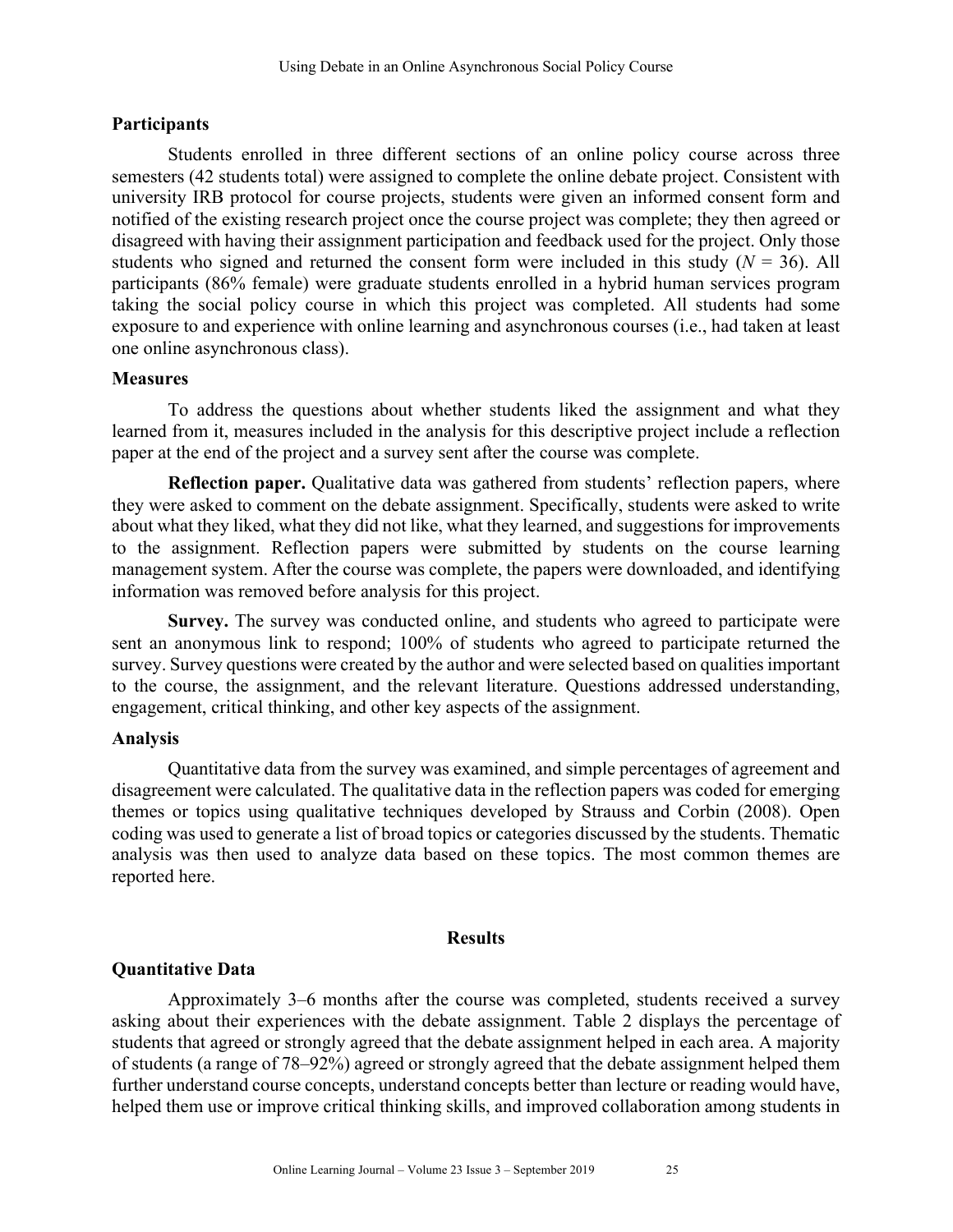### Participants

Students enrolled in three different sections of an online policy course across three semesters (42 students total) were assigned to complete the online debate project. Consistent with university IRB protocol for course projects, students were given an informed consent form and notified of the existing research project once the course project was complete; they then agreed or disagreed with having their assignment participation and feedback used for the project. Only those students who signed and returned the consent form were included in this study ($N = 36$). All participants (86% female) were graduate students enrolled in a hybrid human services program taking the social policy course in which this project was completed. All students had some exposure to and experience with online learning and asynchronous courses (i.e., had taken at least one online asynchronous class).

### Measures

To address the questions about whether students liked the assignment and what they learned from it, measures included in the analysis for this descriptive project include a reflection paper at the end of the project and a survey sent after the course was complete.

**Reflection paper.** Qualitative data was gathered from students' reflection papers, where they were asked to comment on the debate assignment. Specifically, students were asked to write about what they liked, what they did not like, what they learned, and suggestions for improvements to the assignment. Reflection papers were submitted by students on the course learning management system. After the course was complete, the papers were downloaded, and identifying information was removed before analysis for this project.

**Survey.** The survey was conducted online, and students who agreed to participate were sent an anonymous link to respond; 100% of students who agreed to participate returned the survey. Survey questions were created by the author and were selected based on qualities important to the course, the assignment, and the relevant literature. Questions addressed understanding, engagement, critical thinking, and other key aspects of the assignment.

### Analysis

Quantitative data from the survey was examined, and simple percentages of agreement and disagreement were calculated. The qualitative data in the reflection papers was coded for emerging themes or topics using qualitative techniques developed by Strauss and Corbin (2008). Open coding was used to generate a list of broad topics or categories discussed by the students. Thematic analysis was then used to analyze data based on these topics. The most common themes are reported here.

## Results

### Quantitative Data

Approximately 3–6 months after the course was completed, students received a survey asking about their experiences with the debate assignment. Table 2 displays the percentage of students that agreed or strongly agreed that the debate assignment helped in each area. A majority of students (a range of 78–92%) agreed or strongly agreed that the debate assignment helped them further understand course concepts, understand concepts better than lecture or reading would have, helped them use or improve critical thinking skills, and improved collaboration among students in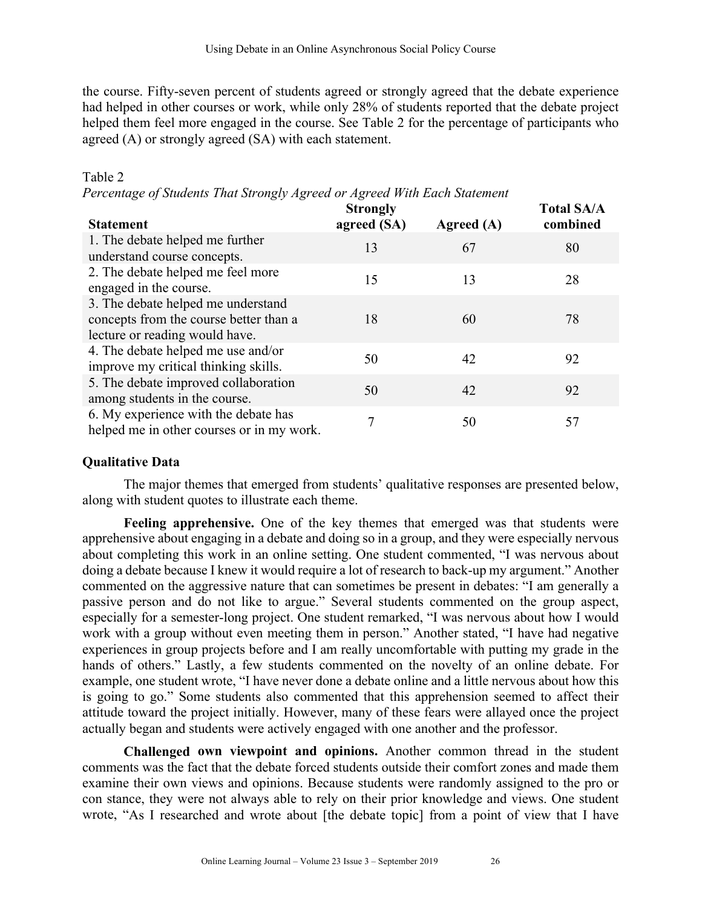the course. Fifty-seven percent of students agreed or strongly agreed that the debate experience had helped in other courses or work, while only 28% of students reported that the debate project helped them feel more engaged in the course. See Table 2 for the percentage of participants who agreed (A) or strongly agreed (SA) with each statement.

Table 2
*Percentage of Students That Strongly Agreed or Agreed With Each Statement*

| Statement | Strongly agreed (SA) | Agreed (A) | Total SA/A combined |
|---|---|---|---|
| 1. The debate helped me further understand course concepts. | 13 | 67 | 80 |
| 2. The debate helped me feel more engaged in the course. | 15 | 13 | 28 |
| 3. The debate helped me understand concepts from the course better than a lecture or reading would have. | 18 | 60 | 78 |
| 4. The debate helped me use and/or improve my critical thinking skills. | 50 | 42 | 92 |
| 5. The debate improved collaboration among students in the course. | 50 | 42 | 92 |
| 6. My experience with the debate has helped me in other courses or in my work. | 7 | 50 | 57 |

### Qualitative Data

The major themes that emerged from students' qualitative responses are presented below, along with student quotes to illustrate each theme.

**Feeling apprehensive.** One of the key themes that emerged was that students were apprehensive about engaging in a debate and doing so in a group, and they were especially nervous about completing this work in an online setting. One student commented, "I was nervous about doing a debate because I knew it would require a lot of research to back-up my argument." Another commented on the aggressive nature that can sometimes be present in debates: "I am generally a passive person and do not like to argue." Several students commented on the group aspect, especially for a semester-long project. One student remarked, "I was nervous about how I would work with a group without even meeting them in person." Another stated, "I have had negative experiences in group projects before and I am really uncomfortable with putting my grade in the hands of others." Lastly, a few students commented on the novelty of an online debate. For example, one student wrote, "I have never done a debate online and a little nervous about how this is going to go." Some students also commented that this apprehension seemed to affect their attitude toward the project initially. However, many of these fears were allayed once the project actually began and students were actively engaged with one another and the professor.

**Challenged own viewpoint and opinions.** Another common thread in the student comments was the fact that the debate forced students outside their comfort zones and made them examine their own views and opinions. Because students were randomly assigned to the pro or con stance, they were not always able to rely on their prior knowledge and views. One student wrote, "As I researched and wrote about [the debate topic] from a point of view that I have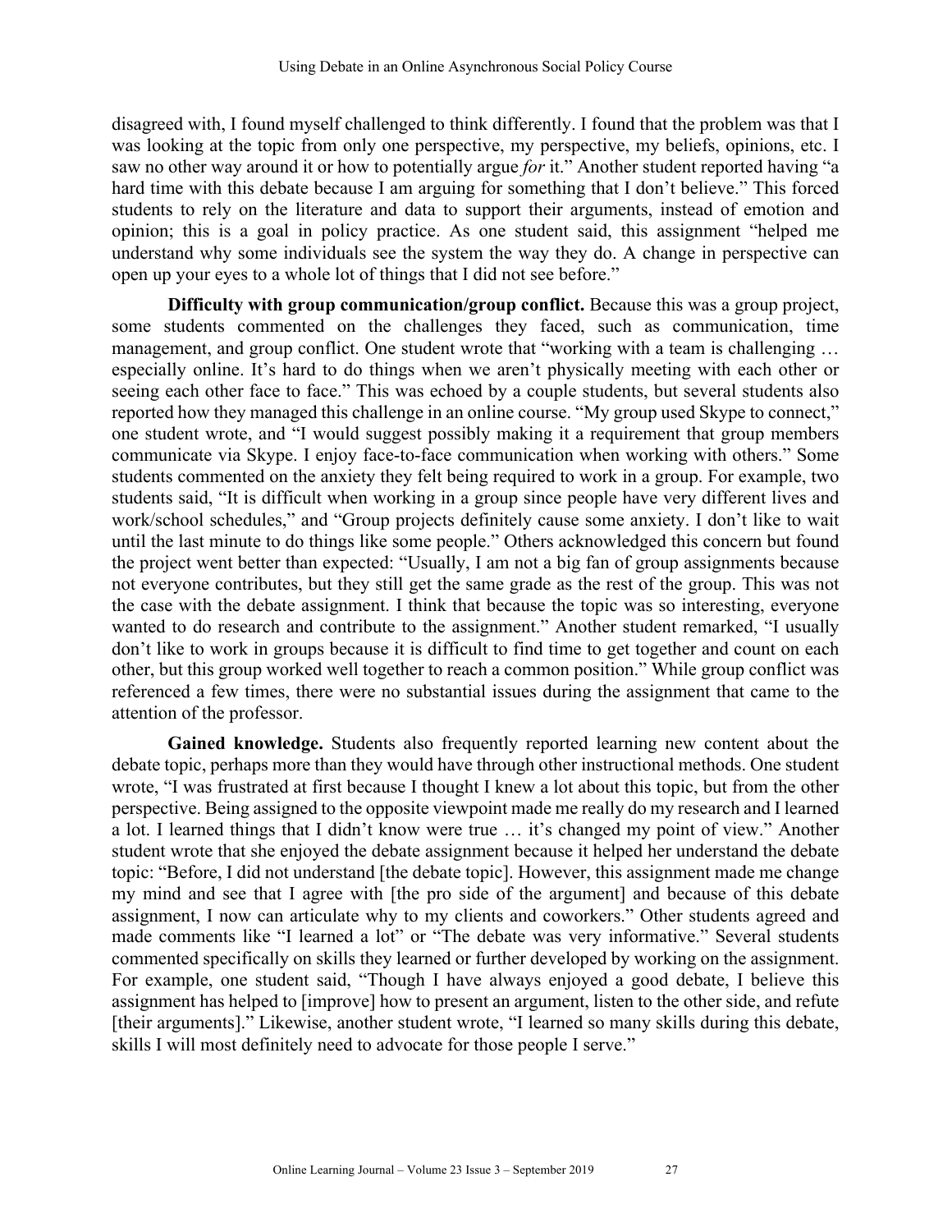disagreed with, I found myself challenged to think differently. I found that the problem was that I was looking at the topic from only one perspective, my perspective, my beliefs, opinions, etc. I saw no other way around it or how to potentially argue *for* it." Another student reported having "a hard time with this debate because I am arguing for something that I don't believe." This forced students to rely on the literature and data to support their arguments, instead of emotion and opinion; this is a goal in policy practice. As one student said, this assignment "helped me understand why some individuals see the system the way they do. A change in perspective can open up your eyes to a whole lot of things that I did not see before."

**Difficulty with group communication/group conflict.** Because this was a group project, some students commented on the challenges they faced, such as communication, time management, and group conflict. One student wrote that "working with a team is challenging … especially online. It's hard to do things when we aren't physically meeting with each other or seeing each other face to face." This was echoed by a couple students, but several students also reported how they managed this challenge in an online course. "My group used Skype to connect," one student wrote, and "I would suggest possibly making it a requirement that group members communicate via Skype. I enjoy face-to-face communication when working with others." Some students commented on the anxiety they felt being required to work in a group. For example, two students said, "It is difficult when working in a group since people have very different lives and work/school schedules," and "Group projects definitely cause some anxiety. I don't like to wait until the last minute to do things like some people." Others acknowledged this concern but found the project went better than expected: "Usually, I am not a big fan of group assignments because not everyone contributes, but they still get the same grade as the rest of the group. This was not the case with the debate assignment. I think that because the topic was so interesting, everyone wanted to do research and contribute to the assignment." Another student remarked, "I usually don't like to work in groups because it is difficult to find time to get together and count on each other, but this group worked well together to reach a common position." While group conflict was referenced a few times, there were no substantial issues during the assignment that came to the attention of the professor.

**Gained knowledge.** Students also frequently reported learning new content about the debate topic, perhaps more than they would have through other instructional methods. One student wrote, "I was frustrated at first because I thought I knew a lot about this topic, but from the other perspective. Being assigned to the opposite viewpoint made me really do my research and I learned a lot. I learned things that I didn't know were true … it's changed my point of view." Another student wrote that she enjoyed the debate assignment because it helped her understand the debate topic: "Before, I did not understand [the debate topic]. However, this assignment made me change my mind and see that I agree with [the pro side of the argument] and because of this debate assignment, I now can articulate why to my clients and coworkers." Other students agreed and made comments like "I learned a lot" or "The debate was very informative." Several students commented specifically on skills they learned or further developed by working on the assignment. For example, one student said, "Though I have always enjoyed a good debate, I believe this assignment has helped to [improve] how to present an argument, listen to the other side, and refute [their arguments]." Likewise, another student wrote, "I learned so many skills during this debate, skills I will most definitely need to advocate for those people I serve."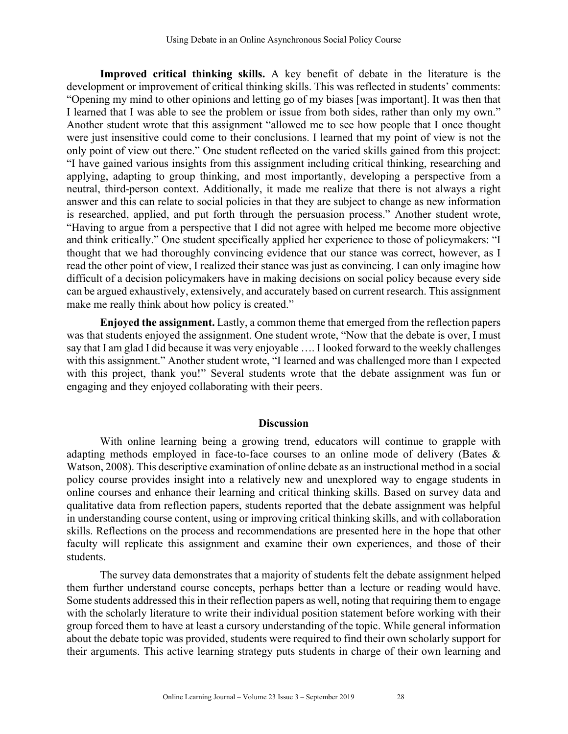**Improved critical thinking skills.** A key benefit of debate in the literature is the development or improvement of critical thinking skills. This was reflected in students' comments: "Opening my mind to other opinions and letting go of my biases [was important]. It was then that I learned that I was able to see the problem or issue from both sides, rather than only my own." Another student wrote that this assignment "allowed me to see how people that I once thought were just insensitive could come to their conclusions. I learned that my point of view is not the only point of view out there." One student reflected on the varied skills gained from this project: "I have gained various insights from this assignment including critical thinking, researching and applying, adapting to group thinking, and most importantly, developing a perspective from a neutral, third-person context. Additionally, it made me realize that there is not always a right answer and this can relate to social policies in that they are subject to change as new information is researched, applied, and put forth through the persuasion process." Another student wrote, "Having to argue from a perspective that I did not agree with helped me become more objective and think critically." One student specifically applied her experience to those of policymakers: "I thought that we had thoroughly convincing evidence that our stance was correct, however, as I read the other point of view, I realized their stance was just as convincing. I can only imagine how difficult of a decision policymakers have in making decisions on social policy because every side can be argued exhaustively, extensively, and accurately based on current research. This assignment make me really think about how policy is created."

**Enjoyed the assignment.** Lastly, a common theme that emerged from the reflection papers was that students enjoyed the assignment. One student wrote, "Now that the debate is over, I must say that I am glad I did because it was very enjoyable …. I looked forward to the weekly challenges with this assignment." Another student wrote, "I learned and was challenged more than I expected with this project, thank you!" Several students wrote that the debate assignment was fun or engaging and they enjoyed collaborating with their peers.

## Discussion

With online learning being a growing trend, educators will continue to grapple with adapting methods employed in face-to-face courses to an online mode of delivery (Bates & Watson, 2008). This descriptive examination of online debate as an instructional method in a social policy course provides insight into a relatively new and unexplored way to engage students in online courses and enhance their learning and critical thinking skills. Based on survey data and qualitative data from reflection papers, students reported that the debate assignment was helpful in understanding course content, using or improving critical thinking skills, and with collaboration skills. Reflections on the process and recommendations are presented here in the hope that other faculty will replicate this assignment and examine their own experiences, and those of their students.

The survey data demonstrates that a majority of students felt the debate assignment helped them further understand course concepts, perhaps better than a lecture or reading would have. Some students addressed this in their reflection papers as well, noting that requiring them to engage with the scholarly literature to write their individual position statement before working with their group forced them to have at least a cursory understanding of the topic. While general information about the debate topic was provided, students were required to find their own scholarly support for their arguments. This active learning strategy puts students in charge of their own learning and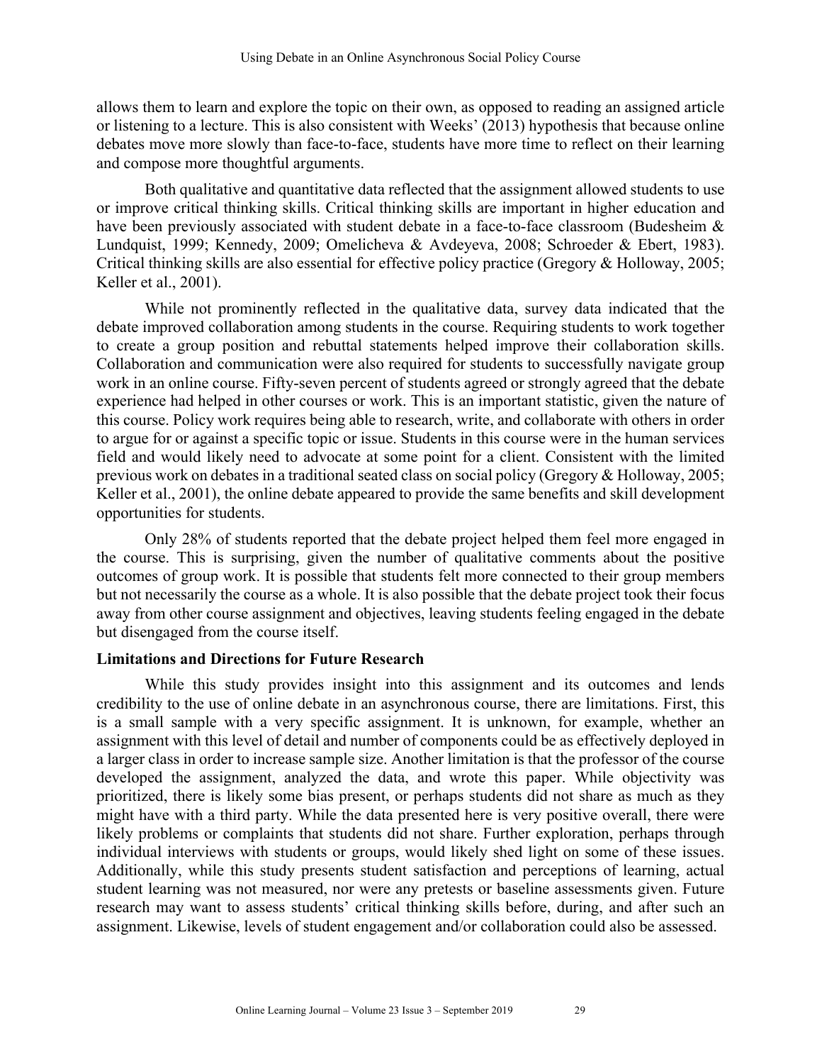allows them to learn and explore the topic on their own, as opposed to reading an assigned article or listening to a lecture. This is also consistent with Weeks' (2013) hypothesis that because online debates move more slowly than face-to-face, students have more time to reflect on their learning and compose more thoughtful arguments.

Both qualitative and quantitative data reflected that the assignment allowed students to use or improve critical thinking skills. Critical thinking skills are important in higher education and have been previously associated with student debate in a face-to-face classroom (Budesheim & Lundquist, 1999; Kennedy, 2009; Omelicheva & Avdeyeva, 2008; Schroeder & Ebert, 1983). Critical thinking skills are also essential for effective policy practice (Gregory & Holloway, 2005; Keller et al., 2001).

While not prominently reflected in the qualitative data, survey data indicated that the debate improved collaboration among students in the course. Requiring students to work together to create a group position and rebuttal statements helped improve their collaboration skills. Collaboration and communication were also required for students to successfully navigate group work in an online course. Fifty-seven percent of students agreed or strongly agreed that the debate experience had helped in other courses or work. This is an important statistic, given the nature of this course. Policy work requires being able to research, write, and collaborate with others in order to argue for or against a specific topic or issue. Students in this course were in the human services field and would likely need to advocate at some point for a client. Consistent with the limited previous work on debates in a traditional seated class on social policy (Gregory & Holloway, 2005; Keller et al., 2001), the online debate appeared to provide the same benefits and skill development opportunities for students.

Only 28% of students reported that the debate project helped them feel more engaged in the course. This is surprising, given the number of qualitative comments about the positive outcomes of group work. It is possible that students felt more connected to their group members but not necessarily the course as a whole. It is also possible that the debate project took their focus away from other course assignment and objectives, leaving students feeling engaged in the debate but disengaged from the course itself.

### Limitations and Directions for Future Research

While this study provides insight into this assignment and its outcomes and lends credibility to the use of online debate in an asynchronous course, there are limitations. First, this is a small sample with a very specific assignment. It is unknown, for example, whether an assignment with this level of detail and number of components could be as effectively deployed in a larger class in order to increase sample size. Another limitation is that the professor of the course developed the assignment, analyzed the data, and wrote this paper. While objectivity was prioritized, there is likely some bias present, or perhaps students did not share as much as they might have with a third party. While the data presented here is very positive overall, there were likely problems or complaints that students did not share. Further exploration, perhaps through individual interviews with students or groups, would likely shed light on some of these issues. Additionally, while this study presents student satisfaction and perceptions of learning, actual student learning was not measured, nor were any pretests or baseline assessments given. Future research may want to assess students' critical thinking skills before, during, and after such an assignment. Likewise, levels of student engagement and/or collaboration could also be assessed.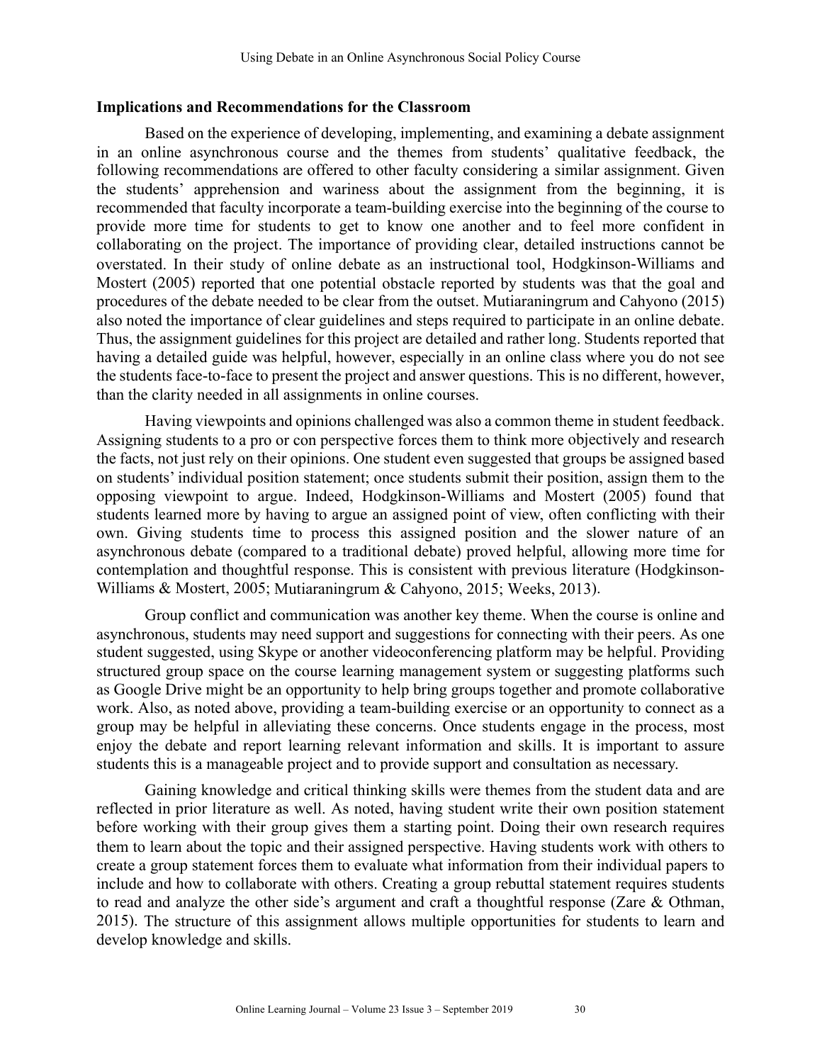### Implications and Recommendations for the Classroom

Based on the experience of developing, implementing, and examining a debate assignment in an online asynchronous course and the themes from students' qualitative feedback, the following recommendations are offered to other faculty considering a similar assignment. Given the students' apprehension and wariness about the assignment from the beginning, it is recommended that faculty incorporate a team-building exercise into the beginning of the course to provide more time for students to get to know one another and to feel more confident in collaborating on the project. The importance of providing clear, detailed instructions cannot be overstated. In their study of online debate as an instructional tool, Hodgkinson-Williams and Mostert (2005) reported that one potential obstacle reported by students was that the goal and procedures of the debate needed to be clear from the outset. Mutiaraningrum and Cahyono (2015) also noted the importance of clear guidelines and steps required to participate in an online debate. Thus, the assignment guidelines for this project are detailed and rather long. Students reported that having a detailed guide was helpful, however, especially in an online class where you do not see the students face-to-face to present the project and answer questions. This is no different, however, than the clarity needed in all assignments in online courses.

Having viewpoints and opinions challenged was also a common theme in student feedback. Assigning students to a pro or con perspective forces them to think more objectively and research the facts, not just rely on their opinions. One student even suggested that groups be assigned based on students' individual position statement; once students submit their position, assign them to the opposing viewpoint to argue. Indeed, Hodgkinson-Williams and Mostert (2005) found that students learned more by having to argue an assigned point of view, often conflicting with their own. Giving students time to process this assigned position and the slower nature of an asynchronous debate (compared to a traditional debate) proved helpful, allowing more time for contemplation and thoughtful response. This is consistent with previous literature (Hodgkinson-Williams & Mostert, 2005; Mutiaraningrum & Cahyono, 2015; Weeks, 2013).

Group conflict and communication was another key theme. When the course is online and asynchronous, students may need support and suggestions for connecting with their peers. As one student suggested, using Skype or another videoconferencing platform may be helpful. Providing structured group space on the course learning management system or suggesting platforms such as Google Drive might be an opportunity to help bring groups together and promote collaborative work. Also, as noted above, providing a team-building exercise or an opportunity to connect as a group may be helpful in alleviating these concerns. Once students engage in the process, most enjoy the debate and report learning relevant information and skills. It is important to assure students this is a manageable project and to provide support and consultation as necessary.

Gaining knowledge and critical thinking skills were themes from the student data and are reflected in prior literature as well. As noted, having student write their own position statement before working with their group gives them a starting point. Doing their own research requires them to learn about the topic and their assigned perspective. Having students work with others to create a group statement forces them to evaluate what information from their individual papers to include and how to collaborate with others. Creating a group rebuttal statement requires students to read and analyze the other side's argument and craft a thoughtful response (Zare & Othman, 2015). The structure of this assignment allows multiple opportunities for students to learn and develop knowledge and skills.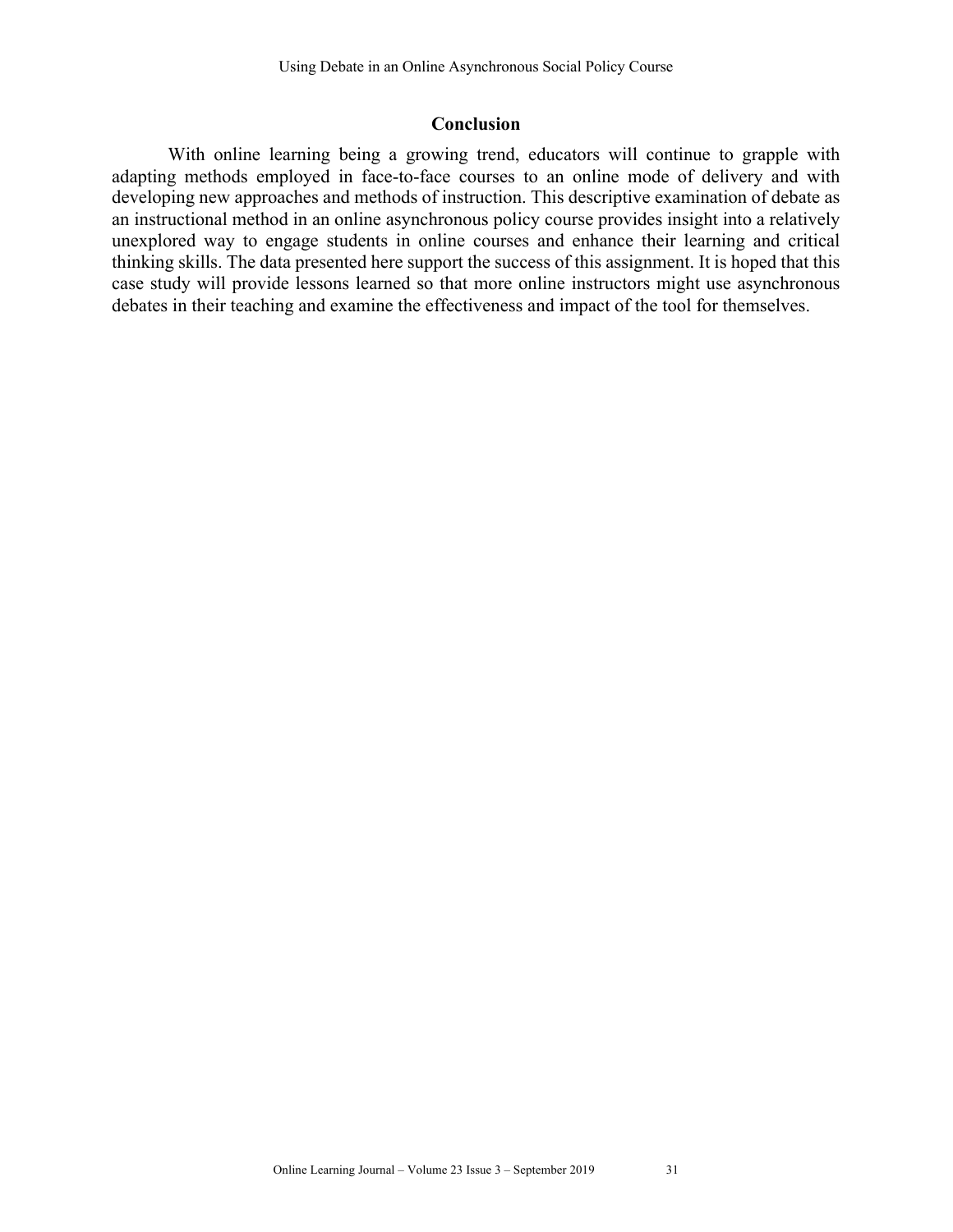## Conclusion

With online learning being a growing trend, educators will continue to grapple with adapting methods employed in face-to-face courses to an online mode of delivery and with developing new approaches and methods of instruction. This descriptive examination of debate as an instructional method in an online asynchronous policy course provides insight into a relatively unexplored way to engage students in online courses and enhance their learning and critical thinking skills. The data presented here support the success of this assignment. It is hoped that this case study will provide lessons learned so that more online instructors might use asynchronous debates in their teaching and examine the effectiveness and impact of the tool for themselves.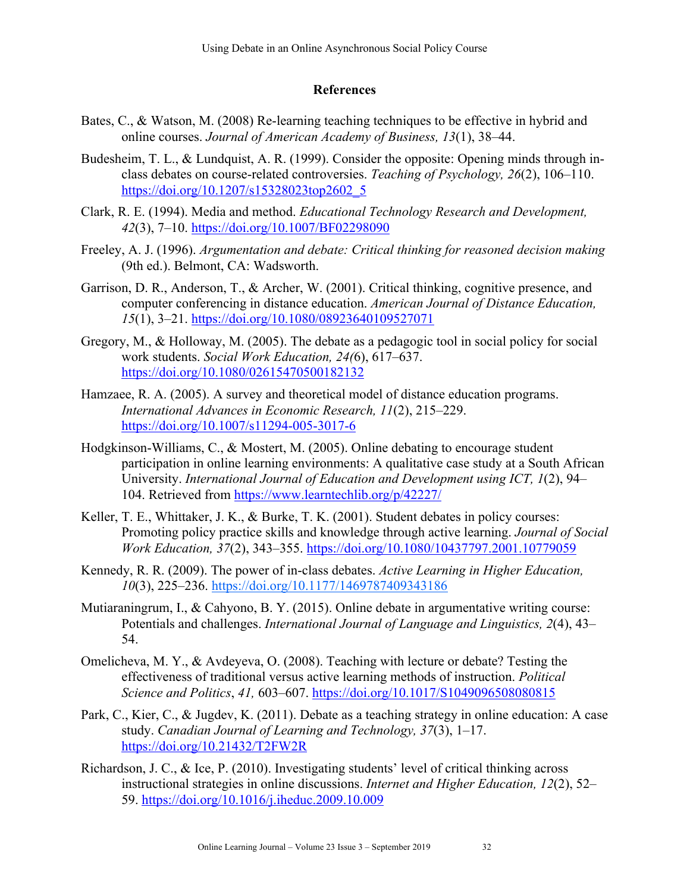## References

Bates, C., & Watson, M. (2008) Re-learning teaching techniques to be effective in hybrid and online courses. *Journal of American Academy of Business, 13*(1), 38–44.

Budesheim, T. L., & Lundquist, A. R. (1999). Consider the opposite: Opening minds through in-class debates on course-related controversies. *Teaching of Psychology, 26*(2), 106–110. https://doi.org/10.1207/s15328023top2602_5

Clark, R. E. (1994). Media and method. *Educational Technology Research and Development, 42*(3), 7–10. https://doi.org/10.1007/BF02298090

Freeley, A. J. (1996). *Argumentation and debate: Critical thinking for reasoned decision making* (9th ed.). Belmont, CA: Wadsworth.

Garrison, D. R., Anderson, T., & Archer, W. (2001). Critical thinking, cognitive presence, and computer conferencing in distance education. *American Journal of Distance Education, 15*(1), 3–21. https://doi.org/10.1080/08923640109527071

Gregory, M., & Holloway, M. (2005). The debate as a pedagogic tool in social policy for social work students. *Social Work Education, 24(*6), 617–637. https://doi.org/10.1080/02615470500182132

Hamzaee, R. A. (2005). A survey and theoretical model of distance education programs. *International Advances in Economic Research, 11*(2), 215–229. https://doi.org/10.1007/s11294-005-3017-6

Hodgkinson-Williams, C., & Mostert, M. (2005). Online debating to encourage student participation in online learning environments: A qualitative case study at a South African University. *International Journal of Education and Development using ICT, 1*(2), 94–104. Retrieved from https://www.learntechlib.org/p/42227/

Keller, T. E., Whittaker, J. K., & Burke, T. K. (2001). Student debates in policy courses: Promoting policy practice skills and knowledge through active learning. *Journal of Social Work Education, 37*(2), 343–355. https://doi.org/10.1080/10437797.2001.10779059

Kennedy, R. R. (2009). The power of in-class debates. *Active Learning in Higher Education, 10*(3), 225–236. https://doi.org/10.1177/1469787409343186

Mutiaraningrum, I., & Cahyono, B. Y. (2015). Online debate in argumentative writing course: Potentials and challenges. *International Journal of Language and Linguistics, 2*(4), 43–54.

Omelicheva, M. Y., & Avdeyeva, O. (2008). Teaching with lecture or debate? Testing the effectiveness of traditional versus active learning methods of instruction. *Political Science and Politics*, *41,* 603–607. https://doi.org/10.1017/S1049096508080815

Park, C., Kier, C., & Jugdev, K. (2011). Debate as a teaching strategy in online education: A case study. *Canadian Journal of Learning and Technology, 37*(3), 1–17. https://doi.org/10.21432/T2FW2R

Richardson, J. C., & Ice, P. (2010). Investigating students' level of critical thinking across instructional strategies in online discussions. *Internet and Higher Education, 12*(2), 52–59. https://doi.org/10.1016/j.iheduc.2009.10.009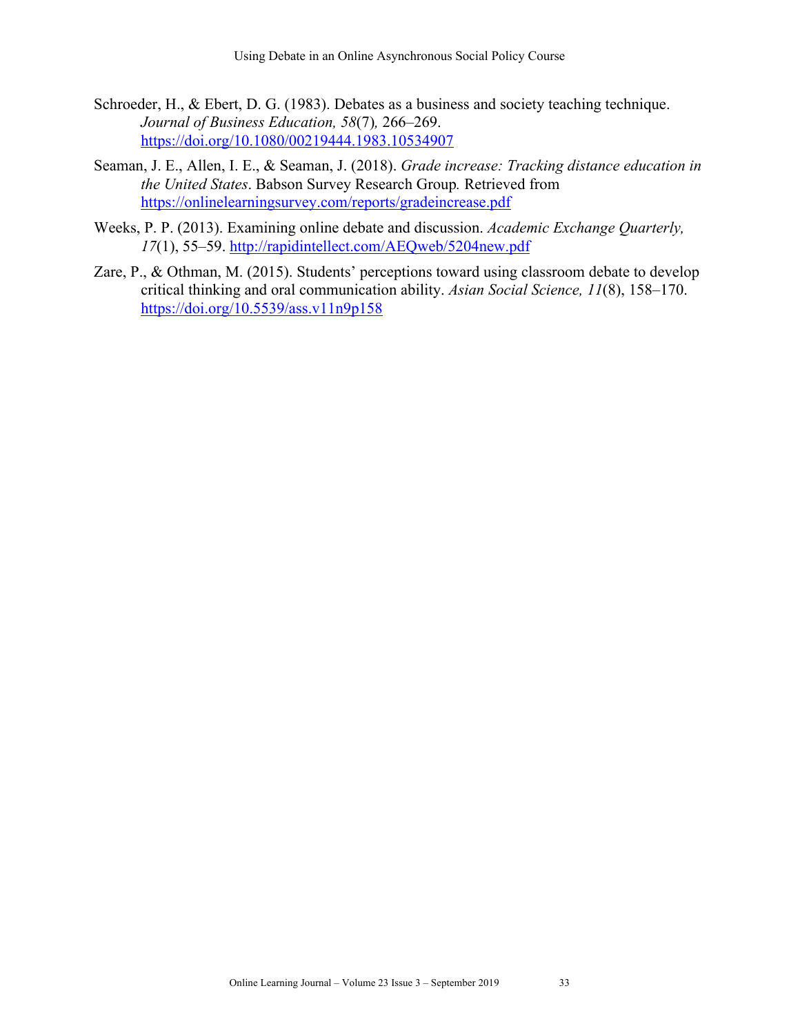Schroeder, H., & Ebert, D. G. (1983). Debates as a business and society teaching technique. *Journal of Business Education, 58*(7), 266–269. https://doi.org/10.1080/00219444.1983.10534907

Seaman, J. E., Allen, I. E., & Seaman, J. (2018). *Grade increase: Tracking distance education in the United States*. Babson Survey Research Group. Retrieved from https://onlinelearningsurvey.com/reports/gradeincrease.pdf

Weeks, P. P. (2013). Examining online debate and discussion. *Academic Exchange Quarterly, 17*(1), 55–59. http://rapidintellect.com/AEQweb/5204new.pdf

Zare, P., & Othman, M. (2015). Students' perceptions toward using classroom debate to develop critical thinking and oral communication ability. *Asian Social Science, 11*(8), 158–170. https://doi.org/10.5539/ass.v11n9p158